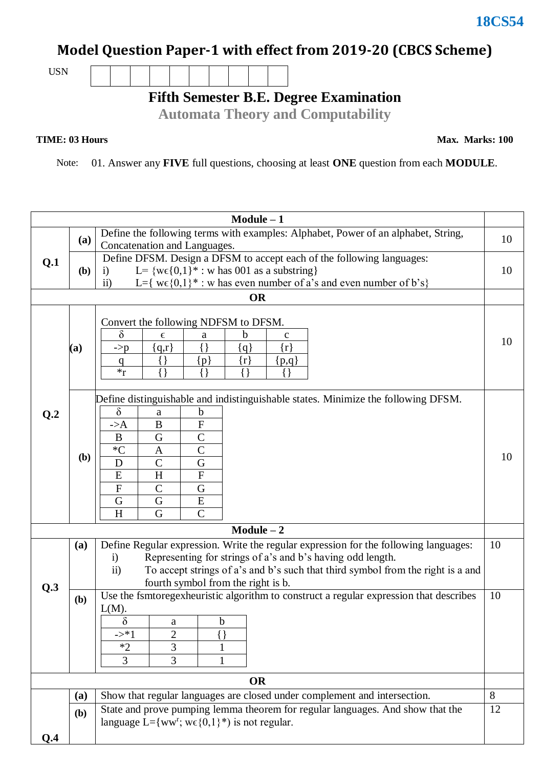**18CS54**

# Model Question Paper-1 with effect from 2019-20 (CBCS Scheme)

USN

## Fifth Semester B.E. Degree Examination

## Automata Theory and Computability

**TIME: 03 Hours** **Max. Marks: 100**

Note: 01. Answer any **FIVE** full questions, choosing at least **ONE** question from each **MODULE**.

### Module – 1

**Q.1**

**(a)** Define the following terms with examples: Alphabet, Power of an alphabet, String, Concatenation and Languages. **(10)**

**(b)** Define DFSM. Design a DFSM to accept each of the following languages: **(10)**

i) L= {w∈{0,1}* : w has 001 as a substring}

ii) L={ w∈{0,1}* : w has even number of a's and even number of b's}

**OR**

**Q.2**

**(a)** Convert the following NDFSM to DFSM. **(10)**

| δ | ϵ | a | b | c |
|---|---|---|---|---|
| ->p | {q,r} | {} | {q} | {r} |
| q | {} | {p} | {r} | {p,q} |
| *r | {} | {} | {} | {} |

**(b)** Define distinguishable and indistinguishable states. Minimize the following DFSM. **(10)**

| δ | a | b |
|---|---|---|
| ->A | B | F |
| B | G | C |
| *C | A | C |
| D | C | G |
| E | H | F |
| F | C | G |
| G | G | E |
| H | G | C |

### Module – 2

**Q.3**

**(a)** Define Regular expression. Write the regular expression for the following languages: **(10)**

i) Representing for strings of a's and b's having odd length.

ii) To accept strings of a's and b's such that third symbol from the right is a and fourth symbol from the right is b.

**(b)** Use the fsmtoregexheuristic algorithm to construct a regular expression that describes L(M). **(10)**

| δ | a | b |
|---|---|---|
| ->*1 | 2 | {} |
| *2 | 3 | 1 |
| 3 | 3 | 1 |

**OR**

**Q.4**

**(a)** Show that regular languages are closed under complement and intersection. **(8)**

**(b)** State and prove pumping lemma theorem for regular languages. And show that the language L={$ww^r$; w∈{0,1}*) is not regular. **(12)**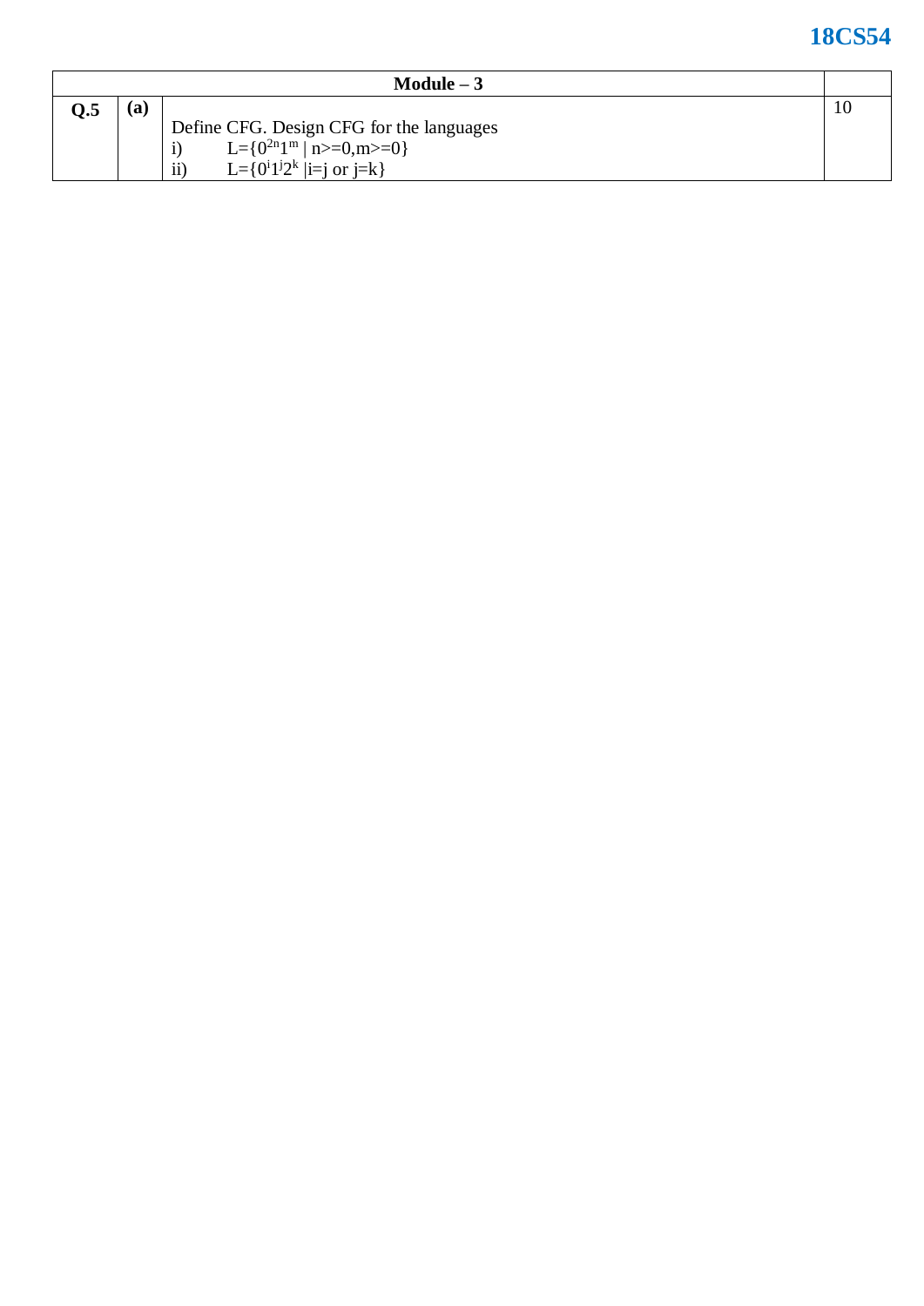| Module – 3 | | | |
|---|---|---|---|
| **Q.5** | **(a)** | Define CFG. Design CFG for the languages<br>i) $L=\{0^{2n}1^{m} \mid n>=0,m>=0\}$<br>ii) $L=\{0^{i}1^{j}2^{k} \mid i=j \text{ or } j=k\}$ | 10 |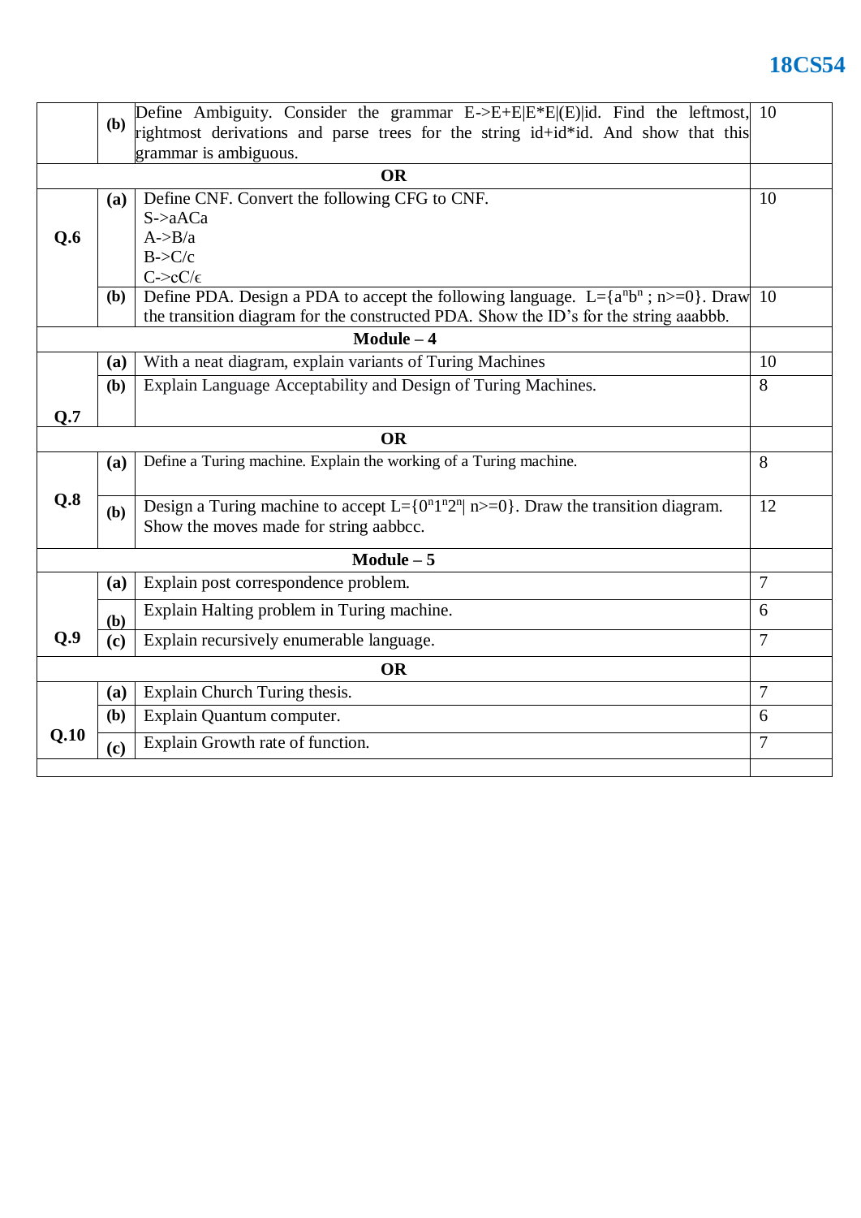| | | | |
|---|---|---|---|
| | **(b)** | Define Ambiguity. Consider the grammar E->E+E\|E*E\|(E)\|id. Find the leftmost, rightmost derivations and parse trees for the string id+id*id. And show that this grammar is ambiguous. | 10 |
| | | **OR** | |
| **Q.6** | **(a)** | Define CNF. Convert the following CFG to CNF.<br>S->aACa<br>A->B/a<br>B->C/c<br>C->cC/ϵ | 10 |
| | **(b)** | Define PDA. Design a PDA to accept the following language. L={$a^nb^n$ ; n>=0}. Draw the transition diagram for the constructed PDA. Show the ID's for the string aaabbb. | 10 |
| | | **Module – 4** | |
| **Q.7** | **(a)** | With a neat diagram, explain variants of Turing Machines | 10 |
| | **(b)** | Explain Language Acceptability and Design of Turing Machines. | 8 |
| | | **OR** | |
| **Q.8** | **(a)** | Define a Turing machine. Explain the working of a Turing machine. | 8 |
| | **(b)** | Design a Turing machine to accept L={$0^n1^n2^n$\| n>=0}. Draw the transition diagram. Show the moves made for string aabbcc. | 12 |
| | | **Module – 5** | |
| **Q.9** | **(a)** | Explain post correspondence problem. | 7 |
| | **(b)** | Explain Halting problem in Turing machine. | 6 |
| | **(c)** | Explain recursively enumerable language. | 7 |
| | | **OR** | |
| **Q.10** | **(a)** | Explain Church Turing thesis. | 7 |
| | **(b)** | Explain Quantum computer. | 6 |
| | **(c)** | Explain Growth rate of function. | 7 |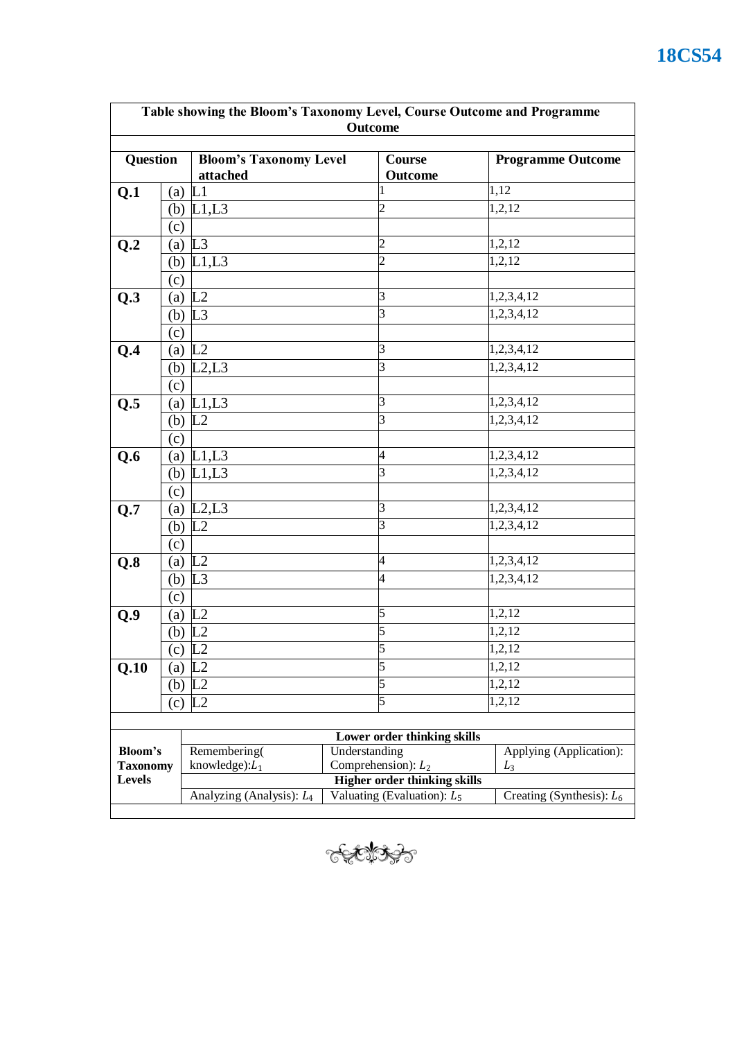**Table showing the Bloom's Taxonomy Level, Course Outcome and Programme Outcome**

| Question | | Bloom's Taxonomy Level attached | Course Outcome | Programme Outcome |
|---|---|---|---|---|
| **Q.1** | (a) | L1 | 1 | 1,12 |
| | (b) | L1,L3 | 2 | 1,2,12 |
| | (c) | | | |
| **Q.2** | (a) | L3 | 2 | 1,2,12 |
| | (b) | L1,L3 | 2 | 1,2,12 |
| | (c) | | | |
| **Q.3** | (a) | L2 | 3 | 1,2,3,4,12 |
| | (b) | L3 | 3 | 1,2,3,4,12 |
| | (c) | | | |
| **Q.4** | (a) | L2 | 3 | 1,2,3,4,12 |
| | (b) | L2,L3 | 3 | 1,2,3,4,12 |
| | (c) | | | |
| **Q.5** | (a) | L1,L3 | 3 | 1,2,3,4,12 |
| | (b) | L2 | 3 | 1,2,3,4,12 |
| | (c) | | | |
| **Q.6** | (a) | L1,L3 | 4 | 1,2,3,4,12 |
| | (b) | L1,L3 | 3 | 1,2,3,4,12 |
| | (c) | | | |
| **Q.7** | (a) | L2,L3 | 3 | 1,2,3,4,12 |
| | (b) | L2 | 3 | 1,2,3,4,12 |
| | (c) | | | |
| **Q.8** | (a) | L2 | 4 | 1,2,3,4,12 |
| | (b) | L3 | 4 | 1,2,3,4,12 |
| | (c) | | | |
| **Q.9** | (a) | L2 | 5 | 1,2,12 |
| | (b) | L2 | 5 | 1,2,12 |
| | (c) | L2 | 5 | 1,2,12 |
| **Q.10** | (a) | L2 | 5 | 1,2,12 |
| | (b) | L2 | 5 | 1,2,12 |
| | (c) | L2 | 5 | 1,2,12 |

| | | | |
|---|---|---|---|
| **Bloom's Taxonomy Levels** | **Lower order thinking skills** | | |
| | Remembering( knowledge):$L_1$ | Understanding Comprehension): $L_2$ | Applying (Application): $L_3$ |
| | **Higher order thinking skills** | | |
| | Analyzing (Analysis): $L_4$ | Valuating (Evaluation): $L_5$ | Creating (Synthesis): $L_6$ |